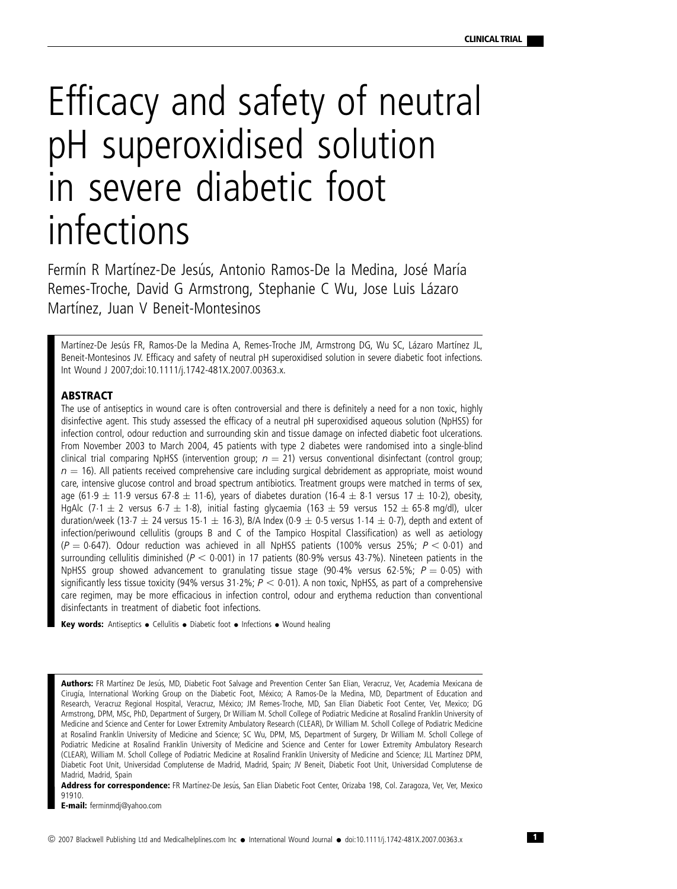CLINICAL TRIAL

# Efficacy and safety of neutral pH superoxidised solution in severe diabetic foot infections

Fermín R Martínez-De Jesús, Antonio Ramos-De la Medina, José María Remes-Troche, David G Armstrong, Stephanie C Wu, Jose Luis Lázaro Martínez, Juan V Beneit-Montesinos

Martínez-De Jesús FR, Ramos-De la Medina A, Remes-Troche JM, Armstrong DG, Wu SC, Lázaro Martínez JL, Beneit-Montesinos JV. Efficacy and safety of neutral pH superoxidised solution in severe diabetic foot infections. Int Wound J 2007;doi:10.1111/j.1742-481X.2007.00363.x.

## ABSTRACT

The use of antiseptics in wound care is often controversial and there is definitely a need for a non toxic, highly disinfective agent. This study assessed the efficacy of a neutral pH superoxidised aqueous solution (NpHSS) for infection control, odour reduction and surrounding skin and tissue damage on infected diabetic foot ulcerations. From November 2003 to March 2004, 45 patients with type 2 diabetes were randomised into a single-blind clinical trial comparing NpHSS (intervention group; $n = 21$) versus conventional disinfectant (control group; $n = 16$). All patients received comprehensive care including surgical debridement as appropriate, moist wound care, intensive glucose control and broad spectrum antibiotics. Treatment groups were matched in terms of sex, age (61·9 ± 11·9 versus 67·8 ± 11·6), years of diabetes duration (16·4 ± 8·1 versus 17 ± 10·2), obesity, HgAlc (7·1 ± 2 versus 6·7 ± 1·8), initial fasting glycaemia (163 ± 59 versus 152 ± 65·8 mg/dl), ulcer duration/week (13·7 ± 24 versus 15·1 ± 16·3), B/A Index (0·9 ± 0·5 versus 1·14 ± 0·7), depth and extent of infection/periwound cellulitis (groups B and C of the Tampico Hospital Classification) as well as aetiology ($P = 0·647$). Odour reduction was achieved in all NpHSS patients (100% versus 25%; $P < 0·01$) and surrounding cellulitis diminished ($P < 0·001$) in 17 patients (80·9% versus 43·7%). Nineteen patients in the NpHSS group showed advancement to granulating tissue stage (90·4% versus 62·5%; $P = 0·05$) with significantly less tissue toxicity (94% versus 31·2%; $P < 0·01$). A non toxic, NpHSS, as part of a comprehensive care regimen, may be more efficacious in infection control, odour and erythema reduction than conventional disinfectants in treatment of diabetic foot infections.

**Key words:** Antiseptics • Cellulitis • Diabetic foot • Infections • Wound healing

**Authors:** FR Martínez De Jesús, MD, Diabetic Foot Salvage and Prevention Center San Elian, Veracruz, Ver, Academia Mexicana de Cirugía, International Working Group on the Diabetic Foot, México; A Ramos-De la Medina, MD, Department of Education and Research, Veracruz Regional Hospital, Veracruz, México; JM Remes-Troche, MD, San Elian Diabetic Foot Center, Ver, Mexico; DG Armstrong, DPM, MSc, PhD, Department of Surgery, Dr William M. Scholl College of Podiatric Medicine at Rosalind Franklin University of Medicine and Science and Center for Lower Extremity Ambulatory Research (CLEAR), Dr William M. Scholl College of Podiatric Medicine at Rosalind Franklin University of Medicine and Science; SC Wu, DPM, MS, Department of Surgery, Dr William M. Scholl College of Podiatric Medicine at Rosalind Franklin University of Medicine and Science and Center for Lower Extremity Ambulatory Research (CLEAR), William M. Scholl College of Podiatric Medicine at Rosalind Franklin University of Medicine and Science; JLL Martínez DPM, Diabetic Foot Unit, Universidad Complutense de Madrid, Madrid, Spain; JV Beneit, Diabetic Foot Unit, Universidad Complutense de Madrid, Madrid, Spain

**Address for correspondence:** FR Martínez-De Jesús, San Elian Diabetic Foot Center, Orizaba 198, Col. Zaragoza, Ver, Ver, Mexico 91910.

**E-mail:** ferminmdj@yahoo.com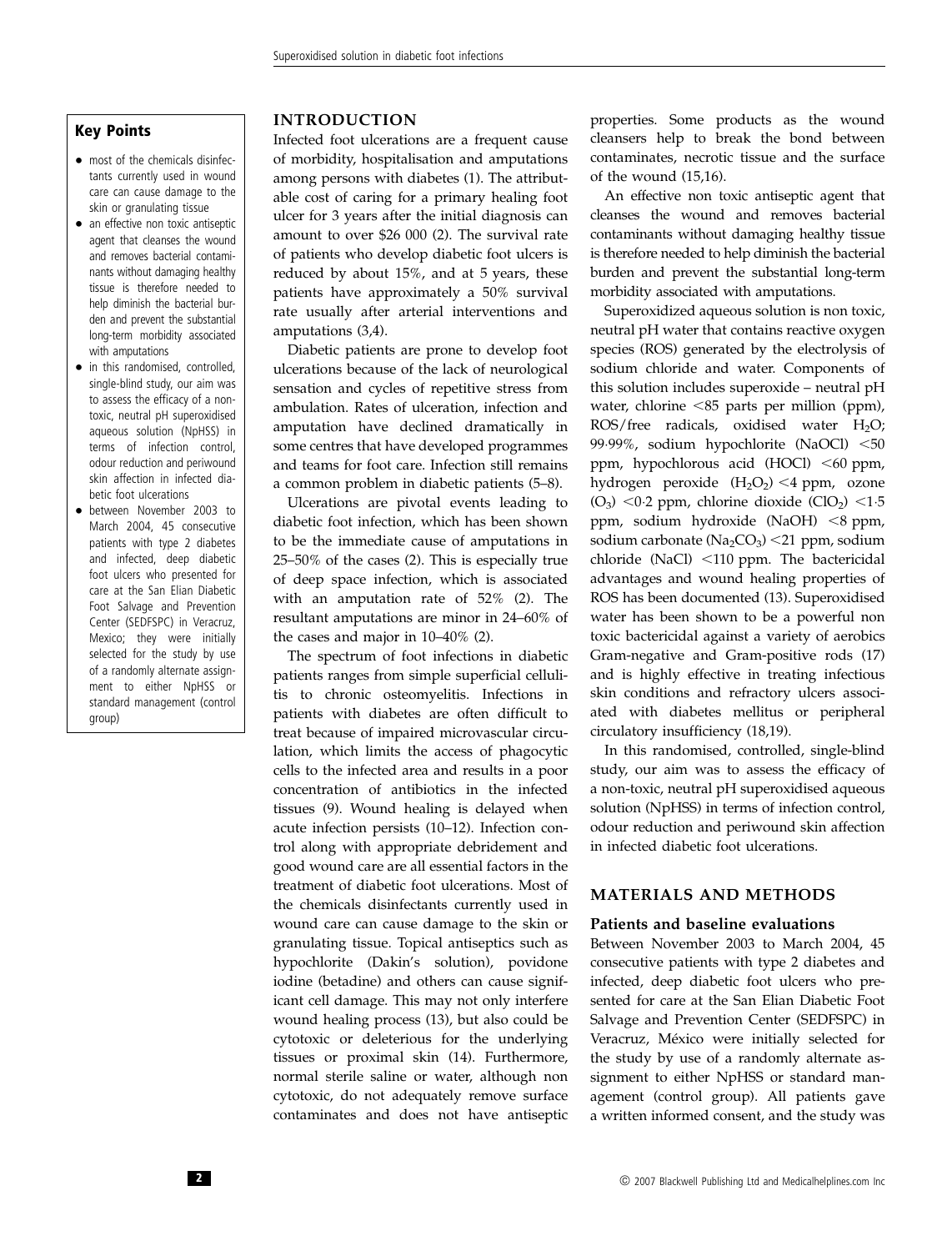## Key Points

- most of the chemicals disinfectants currently used in wound care can cause damage to the skin or granulating tissue
- an effective non toxic antiseptic agent that cleanses the wound and removes bacterial contaminants without damaging healthy tissue is therefore needed to help diminish the bacterial burden and prevent the substantial long-term morbidity associated with amputations
- in this randomised, controlled, single-blind study, our aim was to assess the efficacy of a non-toxic, neutral pH superoxidised aqueous solution (NpHSS) in terms of infection control, odour reduction and periwound skin affection in infected diabetic foot ulcerations
- between November 2003 to March 2004, 45 consecutive patients with type 2 diabetes and infected, deep diabetic foot ulcers who presented for care at the San Elian Diabetic Foot Salvage and Prevention Center (SEDFSPC) in Veracruz, Mexico; they were initially selected for the study by use of a randomly alternate assignment to either NpHSS or standard management (control group)

## INTRODUCTION

Infected foot ulcerations are a frequent cause of morbidity, hospitalisation and amputations among persons with diabetes (1). The attributable cost of caring for a primary healing foot ulcer for 3 years after the initial diagnosis can amount to over \$26 000 (2). The survival rate of patients who develop diabetic foot ulcers is reduced by about 15%, and at 5 years, these patients have approximately a 50% survival rate usually after arterial interventions and amputations (3,4).

Diabetic patients are prone to develop foot ulcerations because of the lack of neurological sensation and cycles of repetitive stress from ambulation. Rates of ulceration, infection and amputation have declined dramatically in some centres that have developed programmes and teams for foot care. Infection still remains a common problem in diabetic patients (5–8).

Ulcerations are pivotal events leading to diabetic foot infection, which has been shown to be the immediate cause of amputations in 25–50% of the cases (2). This is especially true of deep space infection, which is associated with an amputation rate of 52% (2). The resultant amputations are minor in 24–60% of the cases and major in 10–40% (2).

The spectrum of foot infections in diabetic patients ranges from simple superficial cellulitis to chronic osteomyelitis. Infections in patients with diabetes are often difficult to treat because of impaired microvascular circulation, which limits the access of phagocytic cells to the infected area and results in a poor concentration of antibiotics in the infected tissues (9). Wound healing is delayed when acute infection persists (10–12). Infection control along with appropriate debridement and good wound care are all essential factors in the treatment of diabetic foot ulcerations. Most of the chemicals disinfectants currently used in wound care can cause damage to the skin or granulating tissue. Topical antiseptics such as hypochlorite (Dakin's solution), povidone iodine (betadine) and others can cause significant cell damage. This may not only interfere wound healing process (13), but also could be cytotoxic or deleterious for the underlying tissues or proximal skin (14). Furthermore, normal sterile saline or water, although non cytotoxic, do not adequately remove surface contaminates and does not have antiseptic properties. Some products as the wound cleansers help to break the bond between contaminates, necrotic tissue and the surface of the wound (15,16).

An effective non toxic antiseptic agent that cleanses the wound and removes bacterial contaminants without damaging healthy tissue is therefore needed to help diminish the bacterial burden and prevent the substantial long-term morbidity associated with amputations.

Superoxidized aqueous solution is non toxic, neutral pH water that contains reactive oxygen species (ROS) generated by the electrolysis of sodium chloride and water. Components of this solution includes superoxide – neutral pH water, chlorine <85 parts per million (ppm), ROS/free radicals, oxidised water $H_2O$; 99·99%, sodium hypochlorite (NaOCl) <50 ppm, hypochlorous acid (HOCl) <60 ppm, hydrogen peroxide ($H_2O_2$) <4 ppm, ozone ($O_3$) <0·2 ppm, chlorine dioxide ($ClO_2$) <1·5 ppm, sodium hydroxide (NaOH) <8 ppm, sodium carbonate ($Na_2CO_3$) <21 ppm, sodium chloride (NaCl) <110 ppm. The bactericidal advantages and wound healing properties of ROS has been documented (13). Superoxidised water has been shown to be a powerful non toxic bactericidal against a variety of aerobics Gram-negative and Gram-positive rods (17) and is highly effective in treating infectious skin conditions and refractory ulcers associated with diabetes mellitus or peripheral circulatory insufficiency (18,19).

In this randomised, controlled, single-blind study, our aim was to assess the efficacy of a non-toxic, neutral pH superoxidised aqueous solution (NpHSS) in terms of infection control, odour reduction and periwound skin affection in infected diabetic foot ulcerations.

## MATERIALS AND METHODS

### Patients and baseline evaluations

Between November 2003 to March 2004, 45 consecutive patients with type 2 diabetes and infected, deep diabetic foot ulcers who presented for care at the San Elian Diabetic Foot Salvage and Prevention Center (SEDFSPC) in Veracruz, México were initially selected for the study by use of a randomly alternate assignment to either NpHSS or standard management (control group). All patients gave a written informed consent, and the study was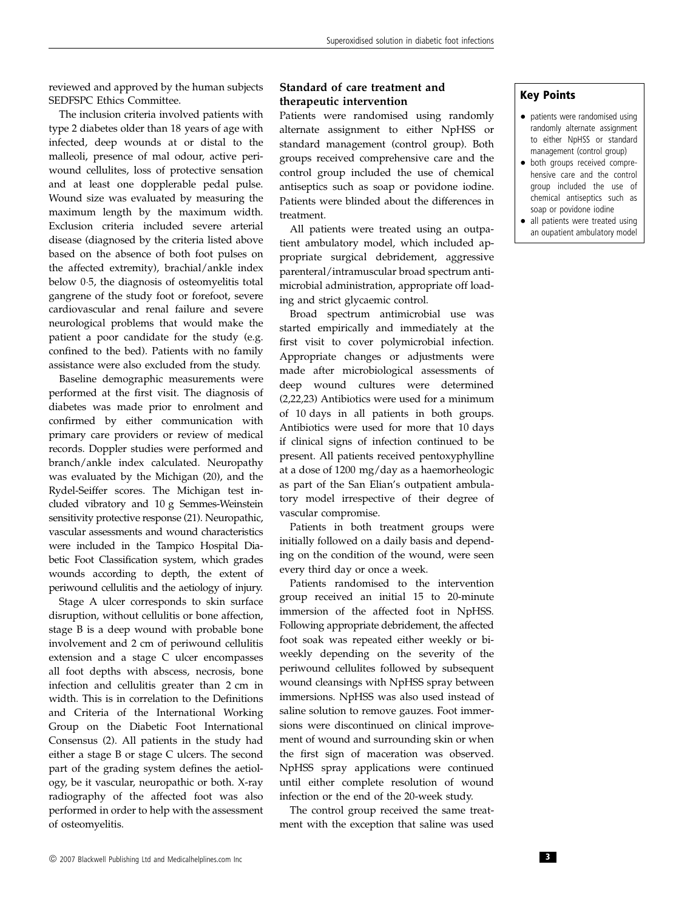reviewed and approved by the human subjects SEDFSPC Ethics Committee.

The inclusion criteria involved patients with type 2 diabetes older than 18 years of age with infected, deep wounds at or distal to the malleoli, presence of mal odour, active periwound cellulites, loss of protective sensation and at least one dopplerable pedal pulse. Wound size was evaluated by measuring the maximum length by the maximum width. Exclusion criteria included severe arterial disease (diagnosed by the criteria listed above based on the absence of both foot pulses on the affected extremity), brachial/ankle index below 0·5, the diagnosis of osteomyelitis total gangrene of the study foot or forefoot, severe cardiovascular and renal failure and severe neurological problems that would make the patient a poor candidate for the study (e.g. confined to the bed). Patients with no family assistance were also excluded from the study.

Baseline demographic measurements were performed at the first visit. The diagnosis of diabetes was made prior to enrolment and confirmed by either communication with primary care providers or review of medical records. Doppler studies were performed and branch/ankle index calculated. Neuropathy was evaluated by the Michigan (20), and the Rydel-Seiffer scores. The Michigan test included vibratory and 10 g Semmes-Weinstein sensitivity protective response (21). Neuropathic, vascular assessments and wound characteristics were included in the Tampico Hospital Diabetic Foot Classification system, which grades wounds according to depth, the extent of periwound cellulitis and the aetiology of injury.

Stage A ulcer corresponds to skin surface disruption, without cellulitis or bone affection, stage B is a deep wound with probable bone involvement and 2 cm of periwound cellulitis extension and a stage C ulcer encompasses all foot depths with abscess, necrosis, bone infection and cellulitis greater than 2 cm in width. This is in correlation to the Definitions and Criteria of the International Working Group on the Diabetic Foot International Consensus (2). All patients in the study had either a stage B or stage C ulcers. The second part of the grading system defines the aetiology, be it vascular, neuropathic or both. X-ray radiography of the affected foot was also performed in order to help with the assessment of osteomyelitis.

### Standard of care treatment and therapeutic intervention

Patients were randomised using randomly alternate assignment to either NpHSS or standard management (control group). Both groups received comprehensive care and the control group included the use of chemical antiseptics such as soap or povidone iodine. Patients were blinded about the differences in treatment.

All patients were treated using an outpatient ambulatory model, which included appropriate surgical debridement, aggressive parenteral/intramuscular broad spectrum antimicrobial administration, appropriate off loading and strict glycaemic control.

Broad spectrum antimicrobial use was started empirically and immediately at the first visit to cover polymicrobial infection. Appropriate changes or adjustments were made after microbiological assessments of deep wound cultures were determined (2,22,23) Antibiotics were used for a minimum of 10 days in all patients in both groups. Antibiotics were used for more that 10 days if clinical signs of infection continued to be present. All patients received pentoxyphylline at a dose of 1200 mg/day as a haemorheologic as part of the San Elian's outpatient ambulatory model irrespective of their degree of vascular compromise.

Patients in both treatment groups were initially followed on a daily basis and depending on the condition of the wound, were seen every third day or once a week.

Patients randomised to the intervention group received an initial 15 to 20-minute immersion of the affected foot in NpHSS. Following appropriate debridement, the affected foot soak was repeated either weekly or biweekly depending on the severity of the periwound cellulites followed by subsequent wound cleansings with NpHSS spray between immersions. NpHSS was also used instead of saline solution to remove gauzes. Foot immersions were discontinued on clinical improvement of wound and surrounding skin or when the first sign of maceration was observed. NpHSS spray applications were continued until either complete resolution of wound infection or the end of the 20-week study.

The control group received the same treatment with the exception that saline was used

**Key Points**

- patients were randomised using randomly alternate assignment to either NpHSS or standard management (control group)
- both groups received comprehensive care and the control group included the use of chemical antiseptics such as soap or povidone iodine
- all patients were treated using an oupatient ambulatory model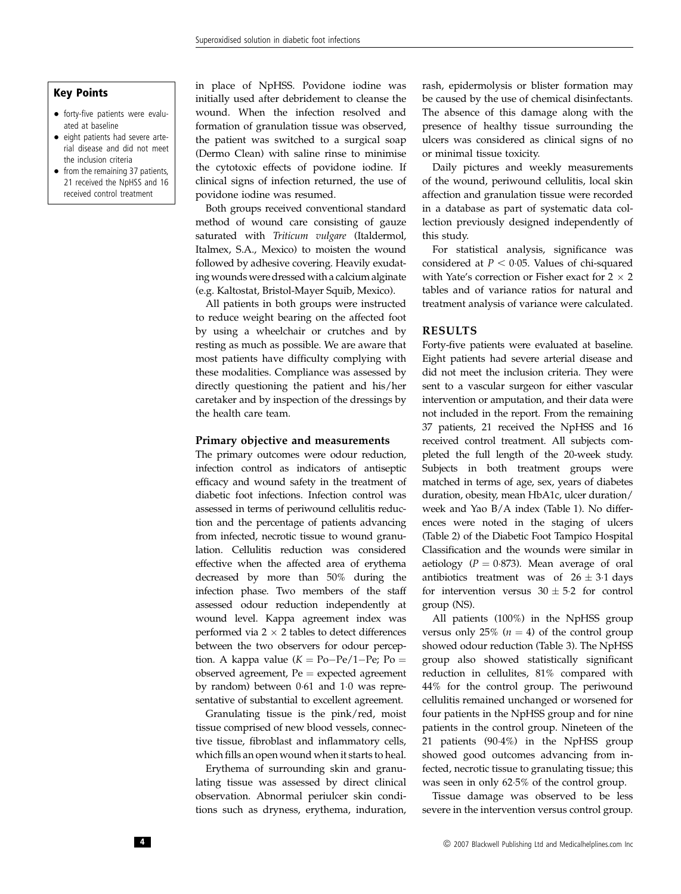**Key Points**

- forty-five patients were evaluated at baseline
- eight patients had severe arterial disease and did not meet the inclusion criteria
- from the remaining 37 patients, 21 received the NpHSS and 16 received control treatment

in place of NpHSS. Povidone iodine was initially used after debridement to cleanse the wound. When the infection resolved and formation of granulation tissue was observed, the patient was switched to a surgical soap (Dermo Clean) with saline rinse to minimise the cytotoxic effects of povidone iodine. If clinical signs of infection returned, the use of povidone iodine was resumed.

Both groups received conventional standard method of wound care consisting of gauze saturated with *Triticum vulgare* (Italdermol, Italmex, S.A., Mexico) to moisten the wound followed by adhesive covering. Heavily exudating wounds were dressed with a calcium alginate (e.g. Kaltostat, Bristol-Mayer Squib, Mexico).

All patients in both groups were instructed to reduce weight bearing on the affected foot by using a wheelchair or crutches and by resting as much as possible. We are aware that most patients have difficulty complying with these modalities. Compliance was assessed by directly questioning the patient and his/her caretaker and by inspection of the dressings by the health care team.

### Primary objective and measurements

The primary outcomes were odour reduction, infection control as indicators of antiseptic efficacy and wound safety in the treatment of diabetic foot infections. Infection control was assessed in terms of periwound cellulitis reduction and the percentage of patients advancing from infected, necrotic tissue to wound granulation. Cellulitis reduction was considered effective when the affected area of erythema decreased by more than 50% during the infection phase. Two members of the staff assessed odour reduction independently at wound level. Kappa agreement index was performed via 2 × 2 tables to detect differences between the two observers for odour perception. A kappa value ($K = Po - Pe/1 - Pe$; Po = observed agreement, Pe = expected agreement by random) between 0·61 and 1·0 was representative of substantial to excellent agreement.

Granulating tissue is the pink/red, moist tissue comprised of new blood vessels, connective tissue, fibroblast and inflammatory cells, which fills an open wound when it starts to heal.

Erythema of surrounding skin and granulating tissue was assessed by direct clinical observation. Abnormal periulcer skin conditions such as dryness, erythema, induration, rash, epidermolysis or blister formation may be caused by the use of chemical disinfectants. The absence of this damage along with the presence of healthy tissue surrounding the ulcers was considered as clinical signs of no or minimal tissue toxicity.

Daily pictures and weekly measurements of the wound, periwound cellulitis, local skin affection and granulation tissue were recorded in a database as part of systematic data collection previously designed independently of this study.

For statistical analysis, significance was considered at $P < 0.05$. Values of chi-squared with Yate's correction or Fisher exact for 2 × 2 tables and of variance ratios for natural and treatment analysis of variance were calculated.

## RESULTS

Forty-five patients were evaluated at baseline. Eight patients had severe arterial disease and did not meet the inclusion criteria. They were sent to a vascular surgeon for either vascular intervention or amputation, and their data were not included in the report. From the remaining 37 patients, 21 received the NpHSS and 16 received control treatment. All subjects completed the full length of the 20-week study. Subjects in both treatment groups were matched in terms of age, sex, years of diabetes duration, obesity, mean HbA1c, ulcer duration/week and Yao B/A index (Table 1). No differences were noted in the staging of ulcers (Table 2) of the Diabetic Foot Tampico Hospital Classification and the wounds were similar in aetiology ($P = 0.873$). Mean average of oral antibiotics treatment was of $26 \pm 3.1$ days for intervention versus $30 \pm 5.2$ for control group (NS).

All patients (100%) in the NpHSS group versus only 25% ($n = 4$) of the control group showed odour reduction (Table 3). The NpHSS group also showed statistically significant reduction in cellulites, 81% compared with 44% for the control group. The periwound cellulitis remained unchanged or worsened for four patients in the NpHSS group and for nine patients in the control group. Nineteen of the 21 patients (90·4%) in the NpHSS group showed good outcomes advancing from infected, necrotic tissue to granulating tissue; this was seen in only 62·5% of the control group.

Tissue damage was observed to be less severe in the intervention versus control group.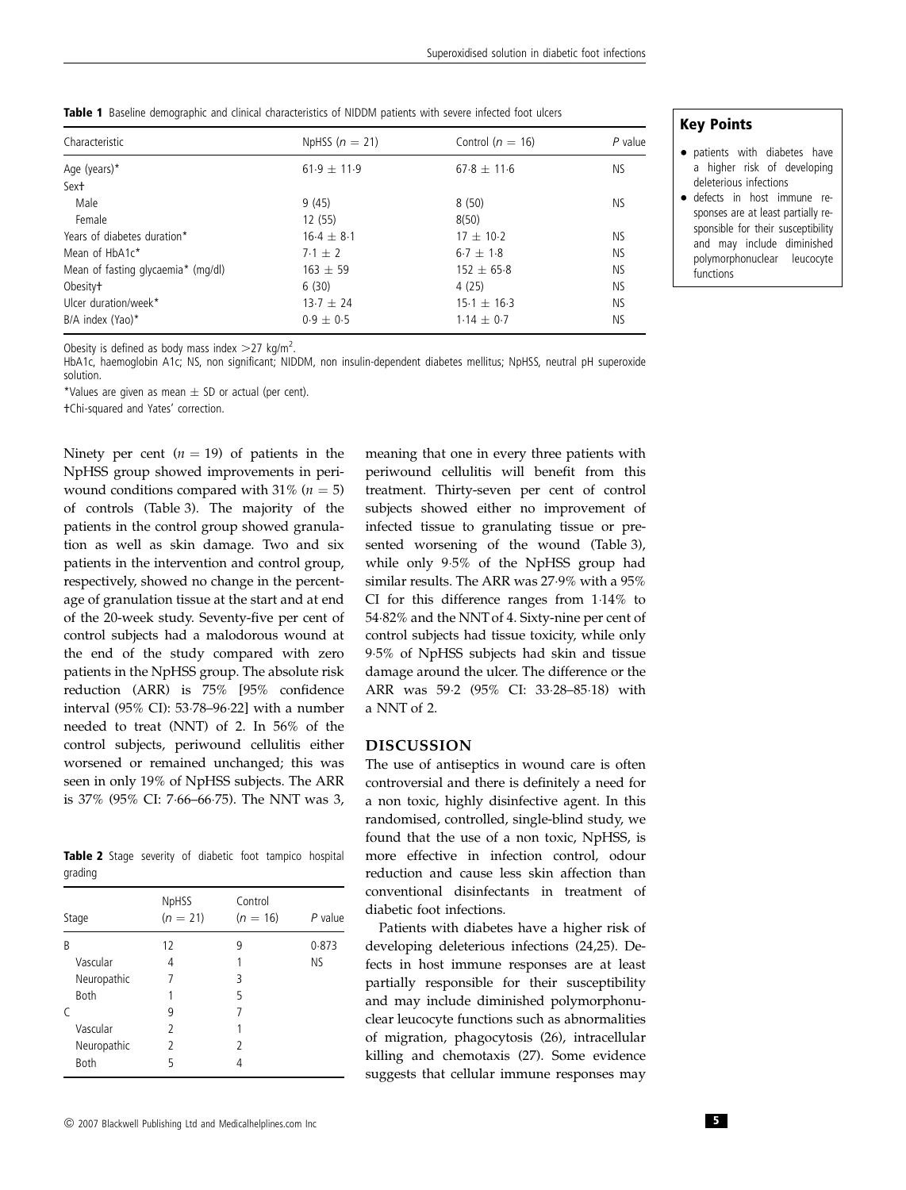**Table 1** Baseline demographic and clinical characteristics of NIDDM patients with severe infected foot ulcers

| Characteristic | NpHSS ($n = 21$) | Control ($n = 16$) | $P$ value |
|---|---|---|---|
| Age (years)* | 61·9 ± 11·9 | 67·8 ± 11·6 | NS |
| Sex† | | | |
| Male | 9 (45) | 8 (50) | NS |
| Female | 12 (55) | 8(50) | |
| Years of diabetes duration* | 16·4 ± 8·1 | 17 ± 10·2 | NS |
| Mean of HbA1c* | 7·1 ± 2 | 6·7 ± 1·8 | NS |
| Mean of fasting glycaemia* (mg/dl) | 163 ± 59 | 152 ± 65·8 | NS |
| Obesity† | 6 (30) | 4 (25) | NS |
| Ulcer duration/week* | 13·7 ± 24 | 15·1 ± 16·3 | NS |
| B/A index (Yao)* | 0·9 ± 0·5 | 1·14 ± 0·7 | NS |

Obesity is defined as body mass index >27 kg/m$^2$.

HbA1c, haemoglobin A1c; NS, non significant; NIDDM, non insulin-dependent diabetes mellitus; NpHSS, neutral pH superoxide solution.

*Values are given as mean ± SD or actual (per cent).

†Chi-squared and Yates' correction.

**Key Points**

- patients with diabetes have a higher risk of developing deleterious infections
- defects in host immune responses are at least partially responsible for their susceptibility and may include diminished polymorphonuclear leucocyte functions

Ninety per cent ($n = 19$) of patients in the NpHSS group showed improvements in periwound conditions compared with 31% ($n = 5$) of controls (Table 3). The majority of the patients in the control group showed granulation as well as skin damage. Two and six patients in the intervention and control group, respectively, showed no change in the percentage of granulation tissue at the start and at end of the 20-week study. Seventy-five per cent of control subjects had a malodorous wound at the end of the study compared with zero patients in the NpHSS group. The absolute risk reduction (ARR) is 75% [95% confidence interval (95% CI): 53·78–96·22] with a number needed to treat (NNT) of 2. In 56% of the control subjects, periwound cellulitis either worsened or remained unchanged; this was seen in only 19% of NpHSS subjects. The ARR is 37% (95% CI: 7·66–66·75). The NNT was 3, meaning that one in every three patients with periwound cellulitis will benefit from this treatment. Thirty-seven per cent of control subjects showed either no improvement of infected tissue to granulating tissue or presented worsening of the wound (Table 3), while only 9·5% of the NpHSS group had similar results. The ARR was 27·9% with a 95% CI for this difference ranges from 1·14% to 54·82% and the NNT of 4. Sixty-nine per cent of control subjects had tissue toxicity, while only 9·5% of NpHSS subjects had skin and tissue damage around the ulcer. The difference or the ARR was 59·2 (95% CI: 33·28–85·18) with a NNT of 2.

**Table 2** Stage severity of diabetic foot tampico hospital grading

| Stage | NpHSS ($n = 21$) | Control ($n = 16$) | $P$ value |
|---|---|---|---|
| B | 12 | 9 | 0·873 |
| Vascular | 4 | 1 | NS |
| Neuropathic | 7 | 3 | |
| Both | 1 | 5 | |
| C | 9 | 7 | |
| Vascular | 2 | 1 | |
| Neuropathic | 2 | 2 | |
| Both | 5 | 4 | |

## DISCUSSION

The use of antiseptics in wound care is often controversial and there is definitely a need for a non toxic, highly disinfective agent. In this randomised, controlled, single-blind study, we found that the use of a non toxic, NpHSS, is more effective in infection control, odour reduction and cause less skin affection than conventional disinfectants in treatment of diabetic foot infections.

Patients with diabetes have a higher risk of developing deleterious infections (24,25). Defects in host immune responses are at least partially responsible for their susceptibility and may include diminished polymorphonuclear leucocyte functions such as abnormalities of migration, phagocytosis (26), intracellular killing and chemotaxis (27). Some evidence suggests that cellular immune responses may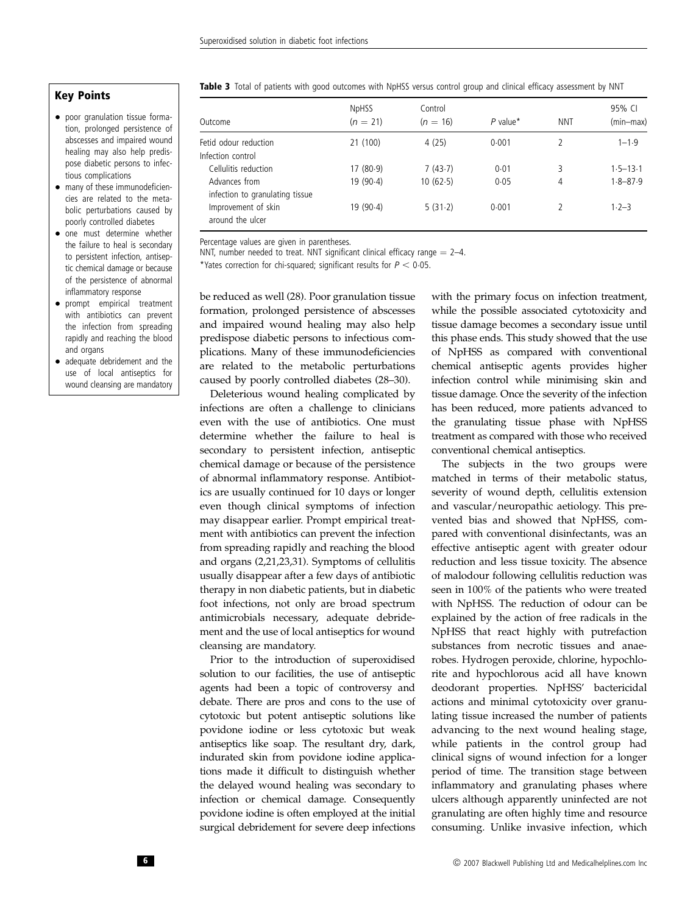## Key Points

- poor granulation tissue formation, prolonged persistence of abscesses and impaired wound healing may also help predispose diabetic persons to infectious complications
- many of these immunodeficiencies are related to the metabolic perturbations caused by poorly controlled diabetes
- one must determine whether the failure to heal is secondary to persistent infection, antiseptic chemical damage or because of the persistence of abnormal inflammatory response
- prompt empirical treatment with antibiotics can prevent the infection from spreading rapidly and reaching the blood and organs
- adequate debridement and the use of local antiseptics for wound cleansing are mandatory

**Table 3** Total of patients with good outcomes with NpHSS versus control group and clinical efficacy assessment by NNT

| Outcome | NpHSS ($n = 21$) | Control ($n = 16$) | $P$ value* | NNT | 95% CI (min–max) |
|---|---|---|---|---|---|
| Fetid odour reduction | 21 (100) | 4 (25) | 0·001 | 2 | 1–1·9 |
| Infection control | | | | | |
| Cellulitis reduction | 17 (80·9) | 7 (43·7) | 0·01 | 3 | 1·5–13·1 |
| Advances from infection to granulating tissue | 19 (90·4) | 10 (62·5) | 0·05 | 4 | 1·8–87·9 |
| Improvement of skin around the ulcer | 19 (90·4) | 5 (31·2) | 0·001 | 2 | 1·2–3 |

Percentage values are given in parentheses.

NNT, number needed to treat. NNT significant clinical efficacy range = 2–4.

*Yates correction for chi-squared; significant results for $P < 0{\cdot}05$.

be reduced as well (28). Poor granulation tissue formation, prolonged persistence of abscesses and impaired wound healing may also help predispose diabetic persons to infectious complications. Many of these immunodeficiencies are related to the metabolic perturbations caused by poorly controlled diabetes (28–30).

Deleterious wound healing complicated by infections are often a challenge to clinicians even with the use of antibiotics. One must determine whether the failure to heal is secondary to persistent infection, antiseptic chemical damage or because of the persistence of abnormal inflammatory response. Antibiotics are usually continued for 10 days or longer even though clinical symptoms of infection may disappear earlier. Prompt empirical treatment with antibiotics can prevent the infection from spreading rapidly and reaching the blood and organs (2,21,23,31). Symptoms of cellulitis usually disappear after a few days of antibiotic therapy in non diabetic patients, but in diabetic foot infections, not only are broad spectrum antimicrobials necessary, adequate debridement and the use of local antiseptics for wound cleansing are mandatory.

Prior to the introduction of superoxidised solution to our facilities, the use of antiseptic agents had been a topic of controversy and debate. There are pros and cons to the use of cytotoxic but potent antiseptic solutions like povidone iodine or less cytotoxic but weak antiseptics like soap. The resultant dry, dark, indurated skin from povidone iodine applications made it difficult to distinguish whether the delayed wound healing was secondary to infection or chemical damage. Consequently povidone iodine is often employed at the initial surgical debridement for severe deep infections with the primary focus on infection treatment, while the possible associated cytotoxicity and tissue damage becomes a secondary issue until this phase ends. This study showed that the use of NpHSS as compared with conventional chemical antiseptic agents provides higher infection control while minimising skin and tissue damage. Once the severity of the infection has been reduced, more patients advanced to the granulating tissue phase with NpHSS treatment as compared with those who received conventional chemical antiseptics.

The subjects in the two groups were matched in terms of their metabolic status, severity of wound depth, cellulitis extension and vascular/neuropathic aetiology. This prevented bias and showed that NpHSS, compared with conventional disinfectants, was an effective antiseptic agent with greater odour reduction and less tissue toxicity. The absence of malodour following cellulitis reduction was seen in 100% of the patients who were treated with NpHSS. The reduction of odour can be explained by the action of free radicals in the NpHSS that react highly with putrefaction substances from necrotic tissues and anaerobes. Hydrogen peroxide, chlorine, hypochlorite and hypochlorous acid all have known deodorant properties. NpHSS' bactericidal actions and minimal cytotoxicity over granulating tissue increased the number of patients advancing to the next wound healing stage, while patients in the control group had clinical signs of wound infection for a longer period of time. The transition stage between inflammatory and granulating phases where ulcers although apparently uninfected are not granulating are often highly time and resource consuming. Unlike invasive infection, which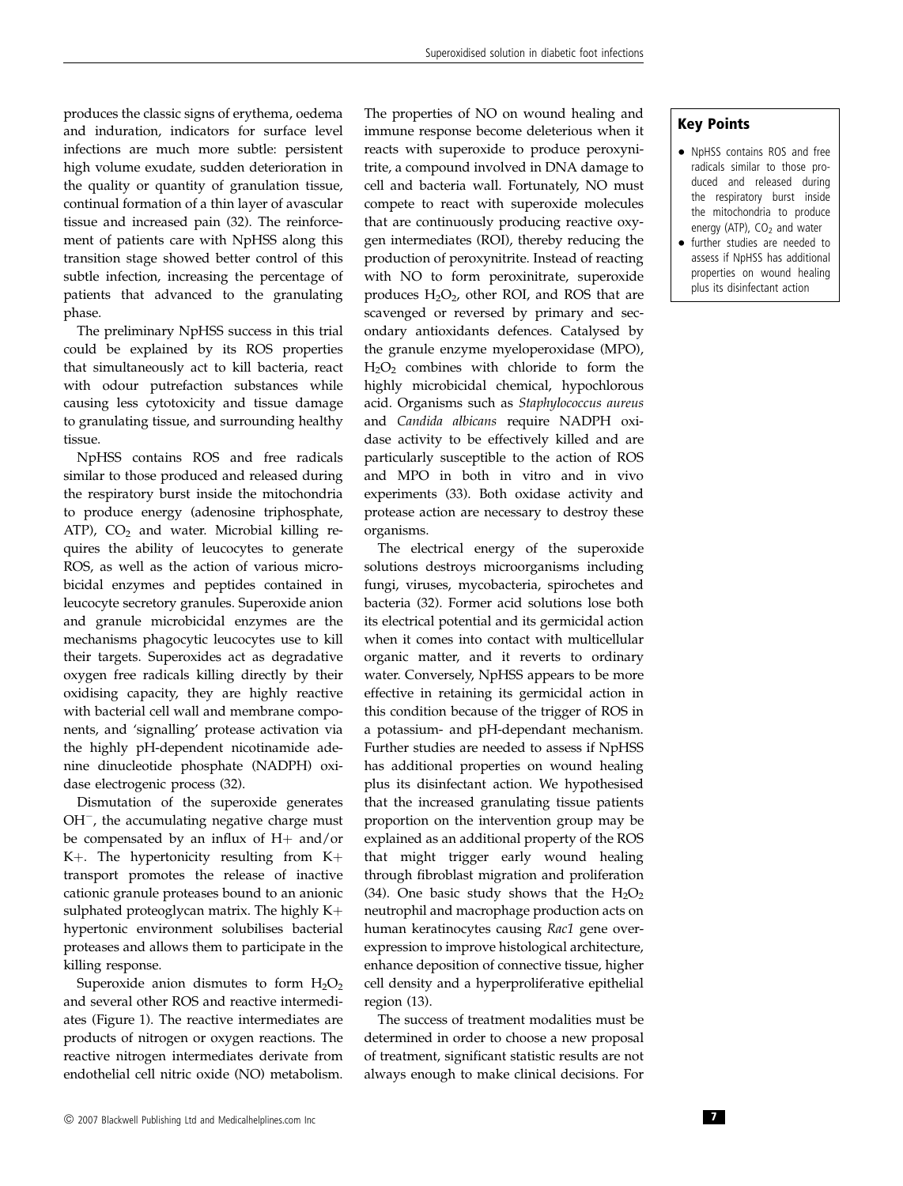produces the classic signs of erythema, oedema and induration, indicators for surface level infections are much more subtle: persistent high volume exudate, sudden deterioration in the quality or quantity of granulation tissue, continual formation of a thin layer of avascular tissue and increased pain (32). The reinforcement of patients care with NpHSS along this transition stage showed better control of this subtle infection, increasing the percentage of patients that advanced to the granulating phase.

The preliminary NpHSS success in this trial could be explained by its ROS properties that simultaneously act to kill bacteria, react with odour putrefaction substances while causing less cytotoxicity and tissue damage to granulating tissue, and surrounding healthy tissue.

NpHSS contains ROS and free radicals similar to those produced and released during the respiratory burst inside the mitochondria to produce energy (adenosine triphosphate, ATP), $CO_2$ and water. Microbial killing requires the ability of leucocytes to generate ROS, as well as the action of various microbicidal enzymes and peptides contained in leucocyte secretory granules. Superoxide anion and granule microbicidal enzymes are the mechanisms phagocytic leucocytes use to kill their targets. Superoxides act as degradative oxygen free radicals killing directly by their oxidising capacity, they are highly reactive with bacterial cell wall and membrane components, and 'signalling' protease activation via the highly pH-dependent nicotinamide adenine dinucleotide phosphate (NADPH) oxidase electrogenic process (32).

Dismutation of the superoxide generates $OH^-$, the accumulating negative charge must be compensated by an influx of $H+$ and/or $K+$. The hypertonicity resulting from $K+$ transport promotes the release of inactive cationic granule proteases bound to an anionic sulphated proteoglycan matrix. The highly $K+$ hypertonic environment solubilises bacterial proteases and allows them to participate in the killing response.

Superoxide anion dismutes to form $H_2O_2$ and several other ROS and reactive intermediates (Figure 1). The reactive intermediates are products of nitrogen or oxygen reactions. The reactive nitrogen intermediates derivate from endothelial cell nitric oxide (NO) metabolism. The properties of NO on wound healing and immune response become deleterious when it reacts with superoxide to produce peroxynitrite, a compound involved in DNA damage to cell and bacteria wall. Fortunately, NO must compete to react with superoxide molecules that are continuously producing reactive oxygen intermediates (ROI), thereby reducing the production of peroxynitrite. Instead of reacting with NO to form peroxinitranate, superoxide produces $H_2O_2$, other ROI, and ROS that are scavenged or reversed by primary and secondary antioxidants defences. Catalysed by the granule enzyme myeloperoxidase (MPO), $H_2O_2$ combines with chloride to form the highly microbicidal chemical, hypochlorous acid. Organisms such as *Staphylococcus aureus* and *Candida albicans* require NADPH oxidase activity to be effectively killed and are particularly susceptible to the action of ROS and MPO in both in vitro and in vivo experiments (33). Both oxidase activity and protease action are necessary to destroy these organisms.

The electrical energy of the superoxide solutions destroys microorganisms including fungi, viruses, mycobacteria, spirochetes and bacteria (32). Former acid solutions lose both its electrical potential and its germicidal action when it comes into contact with multicellular organic matter, and it reverts to ordinary water. Conversely, NpHSS appears to be more effective in retaining its germicidal action in this condition because of the trigger of ROS in a potassium- and pH-dependant mechanism. Further studies are needed to assess if NpHSS has additional properties on wound healing plus its disinfectant action. We hypothesised that the increased granulating tissue patients proportion on the intervention group may be explained as an additional property of the ROS that might trigger early wound healing through fibroblast migration and proliferation (34). One basic study shows that the $H_2O_2$ neutrophil and macrophage production acts on human keratinocytes causing *Rac1* gene overexpression to improve histological architecture, enhance deposition of connective tissue, higher cell density and a hyperproliferative epithelial region (13).

The success of treatment modalities must be determined in order to choose a new proposal of treatment, significant statistic results are not always enough to make clinical decisions. For

**Key Points**

- NpHSS contains ROS and free radicals similar to those produced and released during the respiratory burst inside the mitochondria to produce energy (ATP), $CO_2$ and water
- further studies are needed to assess if NpHSS has additional properties on wound healing plus its disinfectant action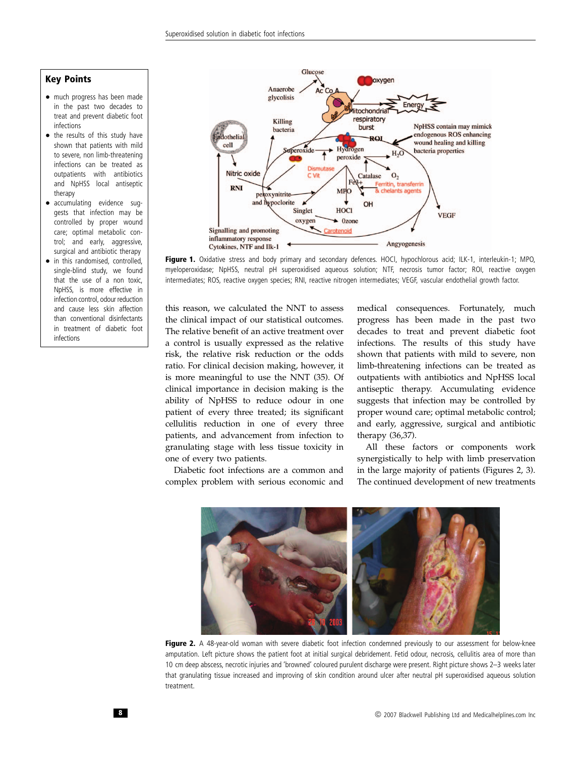## Key Points

- much progress has been made in the past two decades to treat and prevent diabetic foot infections
- the results of this study have shown that patients with mild to severe, non limb-threatening infections can be treated as outpatients with antibiotics and NpHSS local antiseptic therapy
- accumulating evidence suggests that infection may be controlled by proper wound care; optimal metabolic control; and early, aggressive, surgical and antibiotic therapy
- in this randomised, controlled, single-blind study, we found that the use of a non toxic, NpHSS, is more effective in infection control, odour reduction and cause less skin affection than conventional disinfectants in treatment of diabetic foot infections

Glucose
Anaerobe glycolisis
Ac Co A
oxygen
Mitochondrial respiratory burst
Energy
Killing bacteria
Endothelial cell
NpHSS contain may mimick endogenous ROS enhancing wound healing and killing bacteria properties
ROI
Superoxide
Hydrogen peroxide
$H_2O$
Nitric oxide
Dismutase C Vit
Catalase
$O_2$
RNI
$Fe^{3+}$
Ferritin, transferrin & chelants agents
MPO
peroxynitrite and hypoclorite
OH
Singlet oxygen
HOCl
Ozone
VEGF
Carotenoid
Signalling and promoting inflammatory response Cytokines, NTF and Ilk-1
Angyogenesis

**Figure 1.** Oxidative stress and body primary and secondary defences. HOCl, hypochlorous acid; ILK-1, interleukin-1; MPO, myeloperoxidase; NpHSS, neutral pH superoxidised aqueous solution; NTF, necrosis tumor factor; ROI, reactive oxygen intermediates; ROS, reactive oxygen species; RNI, reactive nitrogen intermediates; VEGF, vascular endothelial growth factor.

this reason, we calculated the NNT to assess the clinical impact of our statistical outcomes. The relative benefit of an active treatment over a control is usually expressed as the relative risk, the relative risk reduction or the odds ratio. For clinical decision making, however, it is more meaningful to use the NNT (35). Of clinical importance in decision making is the ability of NpHSS to reduce odour in one patient of every three treated; its significant cellulitis reduction in one of every three patients, and advancement from infection to granulating stage with less tissue toxicity in one of every two patients.

Diabetic foot infections are a common and complex problem with serious economic and medical consequences. Fortunately, much progress has been made in the past two decades to treat and prevent diabetic foot infections. The results of this study have shown that patients with mild to severe, non limb-threatening infections can be treated as outpatients with antibiotics and NpHSS local antiseptic therapy. Accumulating evidence suggests that infection may be controlled by proper wound care; optimal metabolic control; and early, aggressive, surgical and antibiotic therapy (36,37).

All these factors or components work synergistically to help with limb preservation in the large majority of patients (Figures 2, 3). The continued development of new treatments

**Figure 2.** A 48-year-old woman with severe diabetic foot infection condemned previously to our assessment for below-knee amputation. Left picture shows the patient foot at initial surgical debridement. Fetid odour, necrosis, cellulitis area of more than 10 cm deep abscess, necrotic injuries and 'browned' coloured purulent discharge were present. Right picture shows 2–3 weeks later that granulating tissue increased and improving of skin condition around ulcer after neutral pH superoxidised aqueous solution treatment.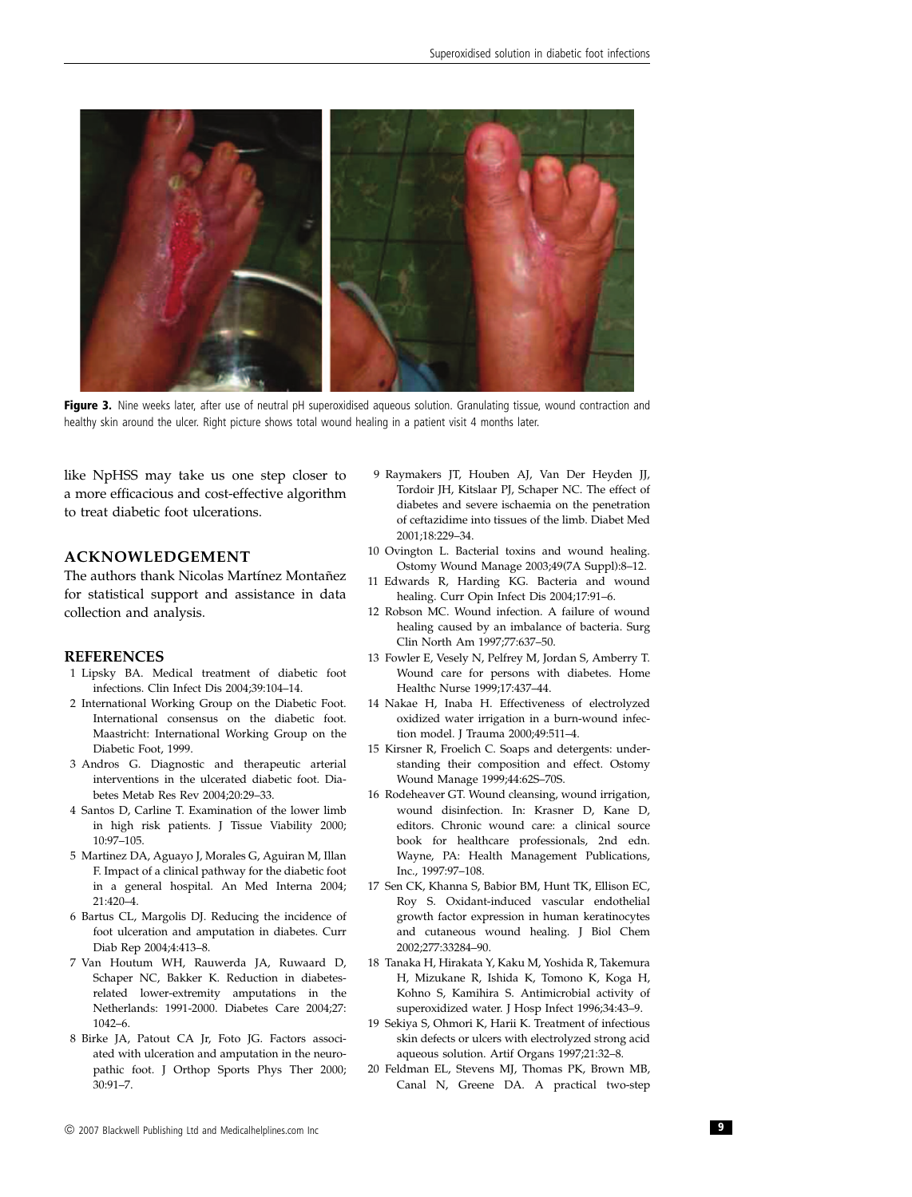**Figure 3.** Nine weeks later, after use of neutral pH superoxidised aqueous solution. Granulating tissue, wound contraction and healthy skin around the ulcer. Right picture shows total wound healing in a patient visit 4 months later.

like NpHSS may take us one step closer to a more efficacious and cost-effective algorithm to treat diabetic foot ulcerations.

## ACKNOWLEDGEMENT

The authors thank Nicolas Martínez Montañez for statistical support and assistance in data collection and analysis.

## REFERENCES

1 Lipsky BA. Medical treatment of diabetic foot infections. Clin Infect Dis 2004;39:104–14.
2 International Working Group on the Diabetic Foot. International consensus on the diabetic foot. Maastricht: International Working Group on the Diabetic Foot, 1999.
3 Andros G. Diagnostic and therapeutic arterial interventions in the ulcerated diabetic foot. Diabetes Metab Res Rev 2004;20:29–33.
4 Santos D, Carline T. Examination of the lower limb in high risk patients. J Tissue Viability 2000; 10:97–105.
5 Martinez DA, Aguayo J, Morales G, Aguiran M, Illan F. Impact of a clinical pathway for the diabetic foot in a general hospital. An Med Interna 2004; 21:420–4.
6 Bartus CL, Margolis DJ. Reducing the incidence of foot ulceration and amputation in diabetes. Curr Diab Rep 2004;4:413–8.
7 Van Houtum WH, Rauwerda JA, Ruwaard D, Schaper NC, Bakker K. Reduction in diabetes-related lower-extremity amputations in the Netherlands: 1991-2000. Diabetes Care 2004;27: 1042–6.
8 Birke JA, Patout CA Jr, Foto JG. Factors associated with ulceration and amputation in the neuropathic foot. J Orthop Sports Phys Ther 2000; 30:91–7.
9 Raymakers JT, Houben AJ, Van Der Heyden JJ, Tordoir JH, Kitslaar PJ, Schaper NC. The effect of diabetes and severe ischaemia on the penetration of ceftazidime into tissues of the limb. Diabet Med 2001;18:229–34.
10 Ovington L. Bacterial toxins and wound healing. Ostomy Wound Manage 2003;49(7A Suppl):8–12.
11 Edwards R, Harding KG. Bacteria and wound healing. Curr Opin Infect Dis 2004;17:91–6.
12 Robson MC. Wound infection. A failure of wound healing caused by an imbalance of bacteria. Surg Clin North Am 1997;77:637–50.
13 Fowler E, Vesely N, Pelfrey M, Jordan S, Amberry T. Wound care for persons with diabetes. Home Healthc Nurse 1999;17:437–44.
14 Nakae H, Inaba H. Effectiveness of electrolyzed oxidized water irrigation in a burn-wound infection model. J Trauma 2000;49:511–4.
15 Kirsner R, Froelich C. Soaps and detergents: understanding their composition and effect. Ostomy Wound Manage 1999;44:62S–70S.
16 Rodeheaver GT. Wound cleansing, wound irrigation, wound disinfection. In: Krasner D, Kane D, editors. Chronic wound care: a clinical source book for healthcare professionals, 2nd edn. Wayne, PA: Health Management Publications, Inc., 1997:97–108.
17 Sen CK, Khanna S, Babior BM, Hunt TK, Ellison EC, Roy S. Oxidant-induced vascular endothelial growth factor expression in human keratinocytes and cutaneous wound healing. J Biol Chem 2002;277:33284–90.
18 Tanaka H, Hirakata Y, Kaku M, Yoshida R, Takemura H, Mizukane R, Ishida K, Tomono K, Koga H, Kohno S, Kamihira S. Antimicrobial activity of superoxidized water. J Hosp Infect 1996;34:43–9.
19 Sekiya S, Ohmori K, Harii K. Treatment of infectious skin defects or ulcers with electrolyzed strong acid aqueous solution. Artif Organs 1997;21:32–8.
20 Feldman EL, Stevens MJ, Thomas PK, Brown MB, Canal N, Greene DA. A practical two-step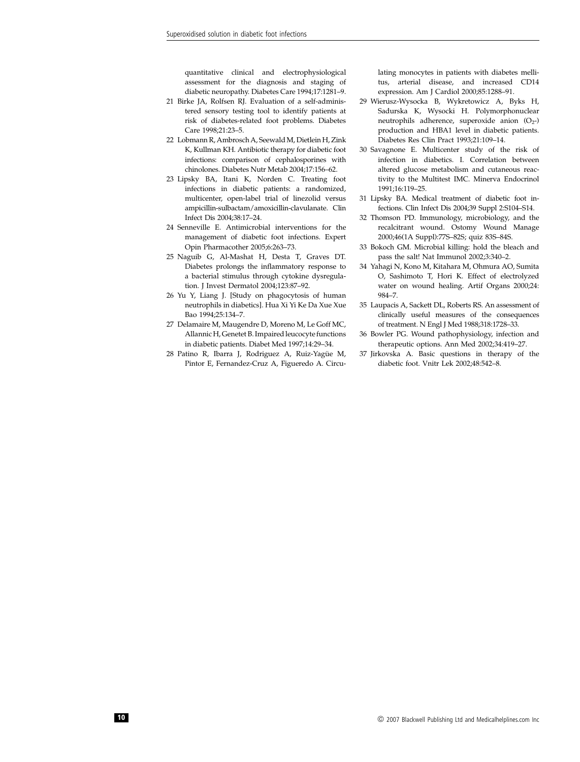quantitative clinical and electrophysiological assessment for the diagnosis and staging of diabetic neuropathy. Diabetes Care 1994;17:1281–9.

21 Birke JA, Rolfsen RJ. Evaluation of a self-administered sensory testing tool to identify patients at risk of diabetes-related foot problems. Diabetes Care 1998;21:23–5.

22 Lobmann R, Ambrosch A, Seewald M, Dietlein H, Zink K, Kullman KH. Antibiotic therapy for diabetic foot infections: comparison of cephalosporines with chinolones. Diabetes Nutr Metab 2004;17:156–62.

23 Lipsky BA, Itani K, Norden C. Treating foot infections in diabetic patients: a randomized, multicenter, open-label trial of linezolid versus ampicillin-sulbactam/amoxicillin-clavulanate. Clin Infect Dis 2004;38:17–24.

24 Senneville E. Antimicrobial interventions for the management of diabetic foot infections. Expert Opin Pharmacother 2005;6:263–73.

25 Naguib G, Al-Mashat H, Desta T, Graves DT. Diabetes prolongs the inflammatory response to a bacterial stimulus through cytokine dysregulation. J Invest Dermatol 2004;123:87–92.

26 Yu Y, Liang J. [Study on phagocytosis of human neutrophils in diabetics]. Hua Xi Yi Ke Da Xue Xue Bao 1994;25:134–7.

27 Delamaire M, Maugendre D, Moreno M, Le Goff MC, Allannic H, Genetet B. Impaired leucocyte functions in diabetic patients. Diabet Med 1997;14:29–34.

28 Patino R, Ibarra J, Rodriguez A, Ruiz-Yagüe M, Pintor E, Fernandez-Cruz A, Figueredo A. Circulating monocytes in patients with diabetes mellitus, arterial disease, and increased CD14 expression. Am J Cardiol 2000;85:1288–91.

29 Wierusz-Wysocka B, Wykretowicz A, Byks H, Sadurska K, Wysocki H. Polymorphonuclear neutrophils adherence, superoxide anion ($O_2$-) production and HBA1 level in diabetic patients. Diabetes Res Clin Pract 1993;21:109–14.

30 Savagnone E. Multicenter study of the risk of infection in diabetics. I. Correlation between altered glucose metabolism and cutaneous reactivity to the Multitest IMC. Minerva Endocrinol 1991;16:119–25.

31 Lipsky BA. Medical treatment of diabetic foot infections. Clin Infect Dis 2004;39 Suppl 2:S104–S14.

32 Thomson PD. Immunology, microbiology, and the recalcitrant wound. Ostomy Wound Manage 2000;46(1A Suppl):77S–82S; quiz 83S–84S.

33 Bokoch GM. Microbial killing: hold the bleach and pass the salt! Nat Immunol 2002;3:340–2.

34 Yahagi N, Kono M, Kitahara M, Ohmura AO, Sumita O, Sashimoto T, Hori K. Effect of electrolyzed water on wound healing. Artif Organs 2000;24:984–7.

35 Laupacis A, Sackett DL, Roberts RS. An assessment of clinically useful measures of the consequences of treatment. N Engl J Med 1988;318:1728–33.

36 Bowler PG. Wound pathophysiology, infection and therapeutic options. Ann Med 2002;34:419–27.

37 Jirkovska A. Basic questions in therapy of the diabetic foot. Vnitr Lek 2002;48:542–8.